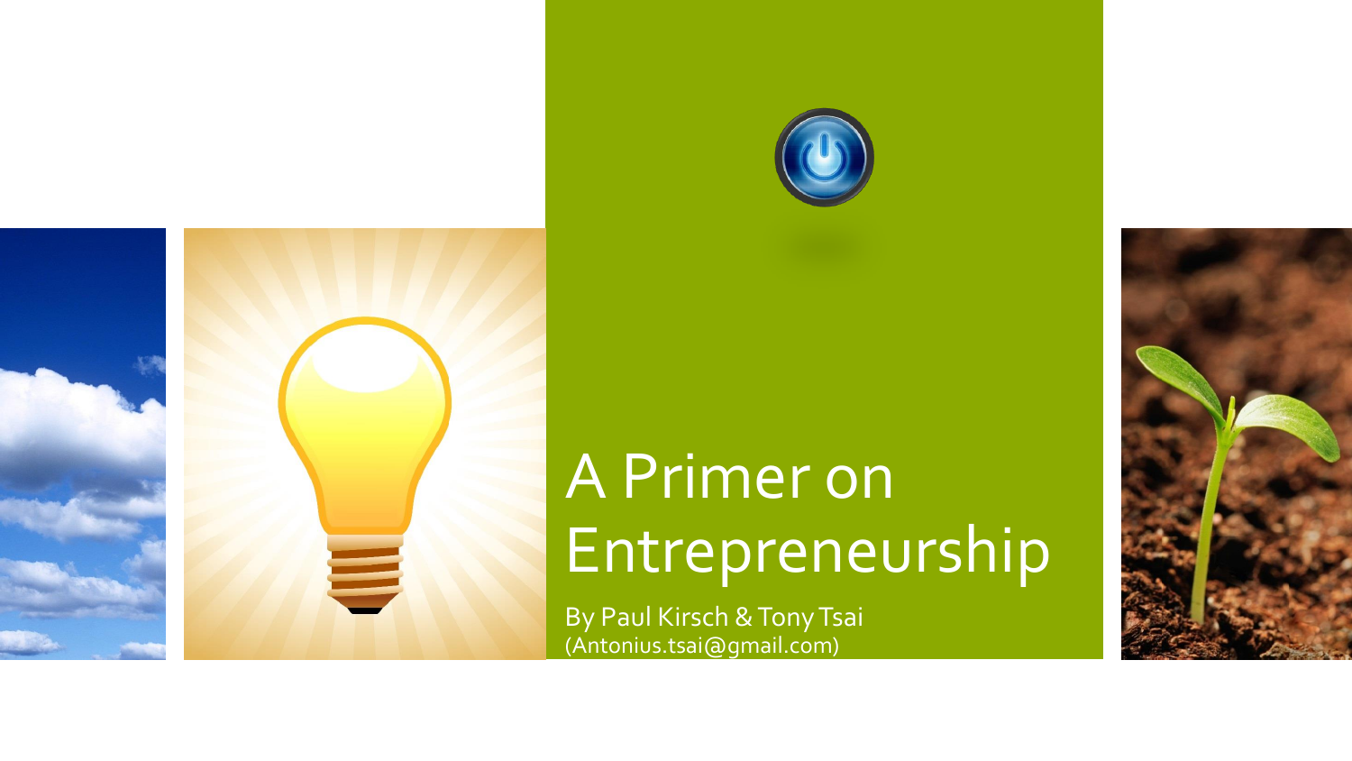# A Primer on Entrepreneurship

By Paul Kirsch & Tony Tsai
(Antonius.tsai@gmail.com)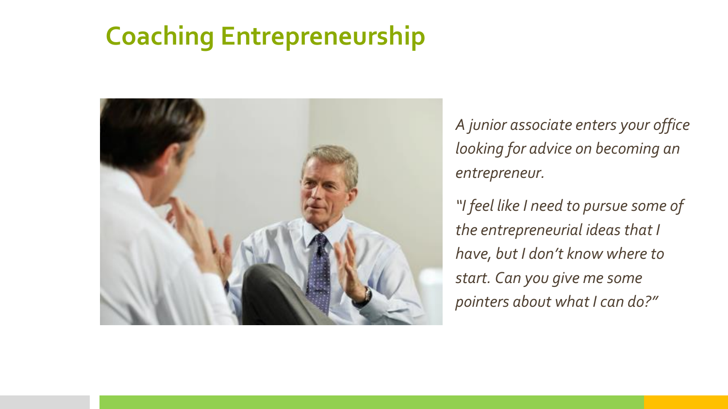# Coaching Entrepreneurship

*A junior associate enters your office looking for advice on becoming an entrepreneur.*

*"I feel like I need to pursue some of the entrepreneurial ideas that I have, but I don't know where to start. Can you give me some pointers about what I can do?"*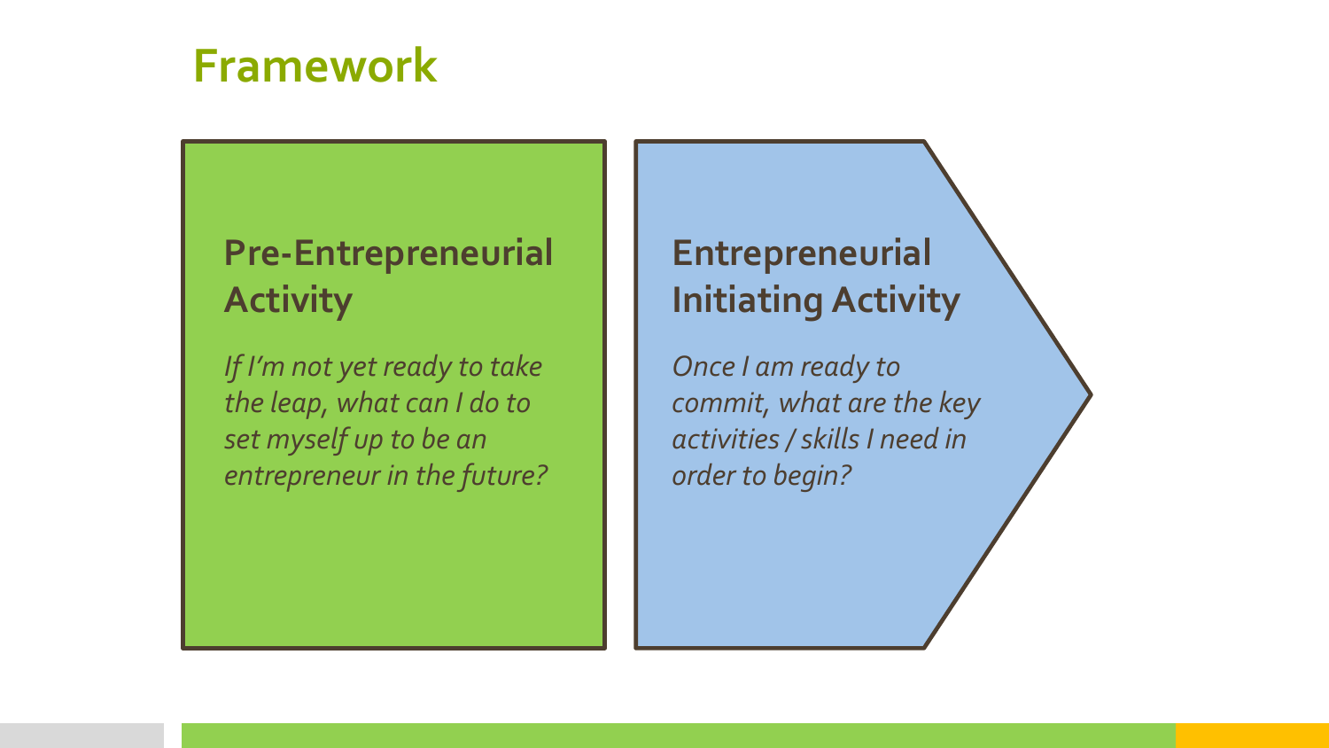# Framework

## Pre-Entrepreneurial Activity

*If I'm not yet ready to take the leap, what can I do to set myself up to be an entrepreneur in the future?*

## Entrepreneurial Initiating Activity

*Once I am ready to commit, what are the key activities / skills I need in order to begin?*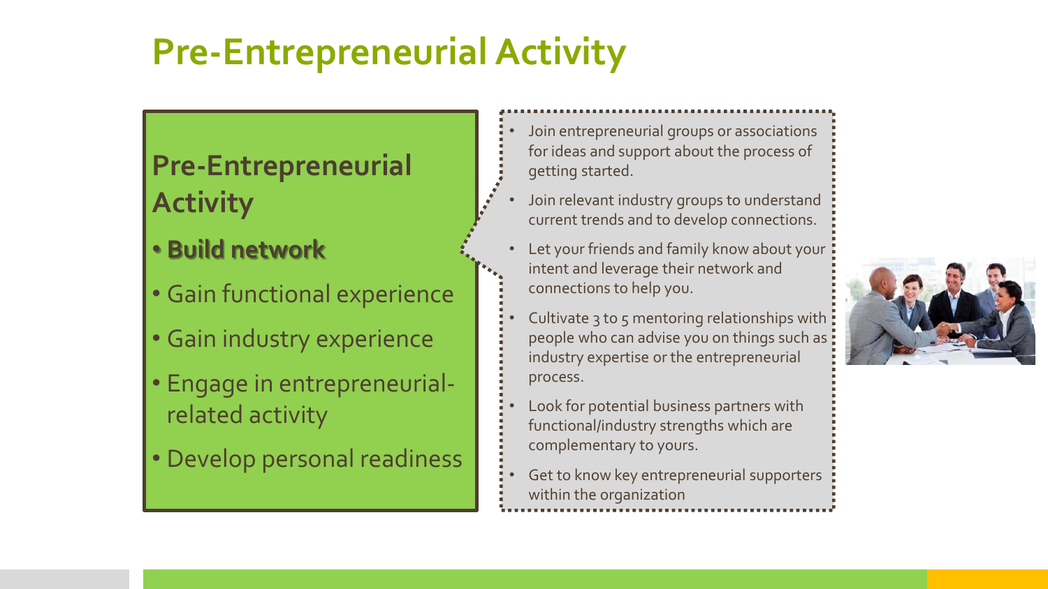# Pre-Entrepreneurial Activity

## Pre-Entrepreneurial Activity

- **Build network**
- Gain functional experience
- Gain industry experience
- Engage in entrepreneurial-related activity
- Develop personal readiness

---

- Join entrepreneurial groups or associations for ideas and support about the process of getting started.
- Join relevant industry groups to understand current trends and to develop connections.
- Let your friends and family know about your intent and leverage their network and connections to help you.
- Cultivate 3 to 5 mentoring relationships with people who can advise you on things such as industry expertise or the entrepreneurial process.
- Look for potential business partners with functional/industry strengths which are complementary to yours.
- Get to know key entrepreneurial supporters within the organization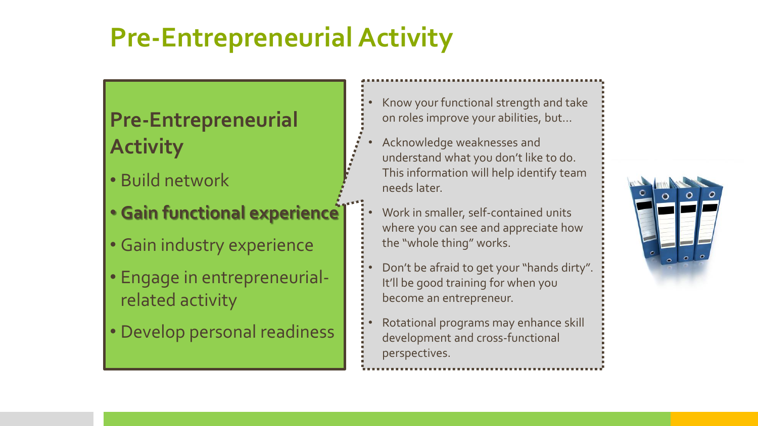# Pre-Entrepreneurial Activity

## Pre-Entrepreneurial Activity

- Build network
- **Gain functional experience**
- Gain industry experience
- Engage in entrepreneurial-related activity
- Develop personal readiness

- Know your functional strength and take on roles improve your abilities, but…
- Acknowledge weaknesses and understand what you don't like to do. This information will help identify team needs later.
- Work in smaller, self-contained units where you can see and appreciate how the "whole thing" works.
- Don't be afraid to get your "hands dirty". It'll be good training for when you become an entrepreneur.
- Rotational programs may enhance skill development and cross-functional perspectives.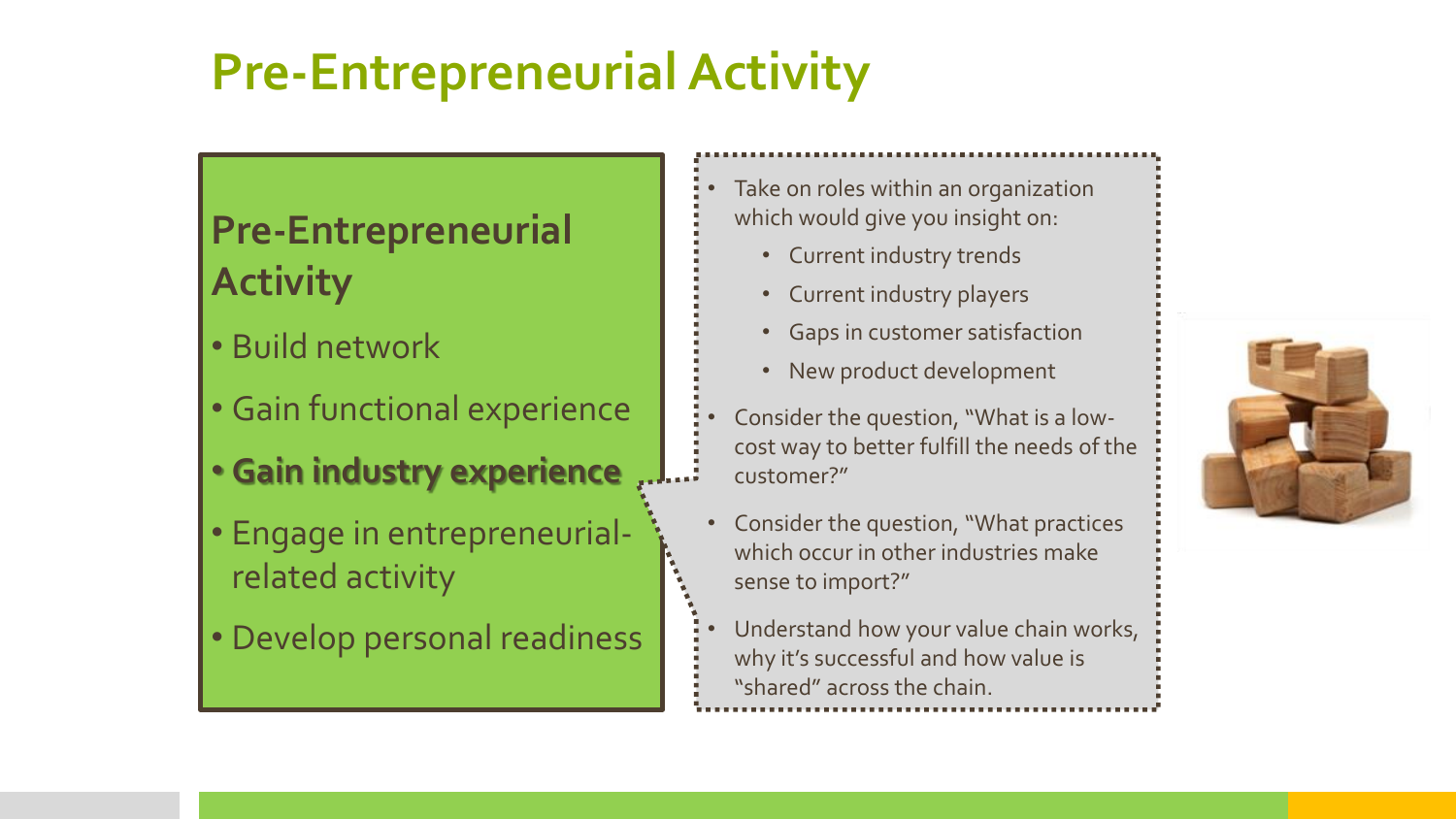# Pre-Entrepreneurial Activity

## Pre-Entrepreneurial Activity

- Build network
- Gain functional experience
- **Gain industry experience**
- Engage in entrepreneurial-related activity
- Develop personal readiness

---

- Take on roles within an organization which would give you insight on:
  - Current industry trends
  - Current industry players
  - Gaps in customer satisfaction
  - New product development
- Consider the question, "What is a low-cost way to better fulfill the needs of the customer?"
- Consider the question, "What practices which occur in other industries make sense to import?"
- Understand how your value chain works, why it's successful and how value is "shared" across the chain.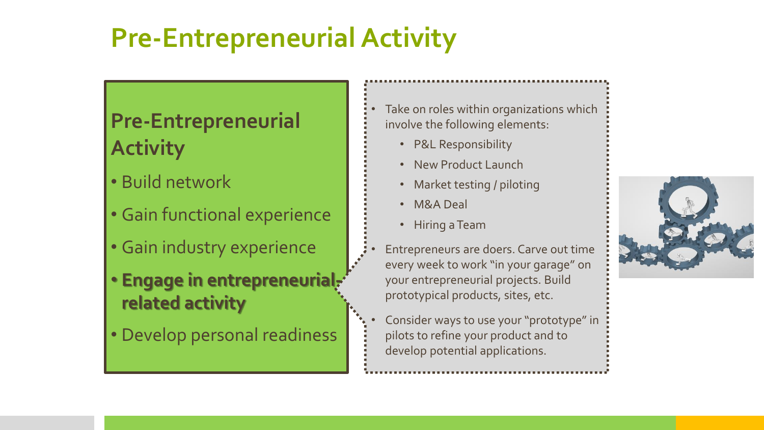# Pre-Entrepreneurial Activity

## Pre-Entrepreneurial Activity

- Build network
- Gain functional experience
- Gain industry experience
- **Engage in entrepreneurial-related activity**
- Develop personal readiness

---

- Take on roles within organizations which involve the following elements:
  - P&L Responsibility
  - New Product Launch
  - Market testing / piloting
  - M&A Deal
  - Hiring a Team
- Entrepreneurs are doers. Carve out time every week to work "in your garage" on your entrepreneurial projects. Build prototypical products, sites, etc.
- Consider ways to use your "prototype" in pilots to refine your product and to develop potential applications.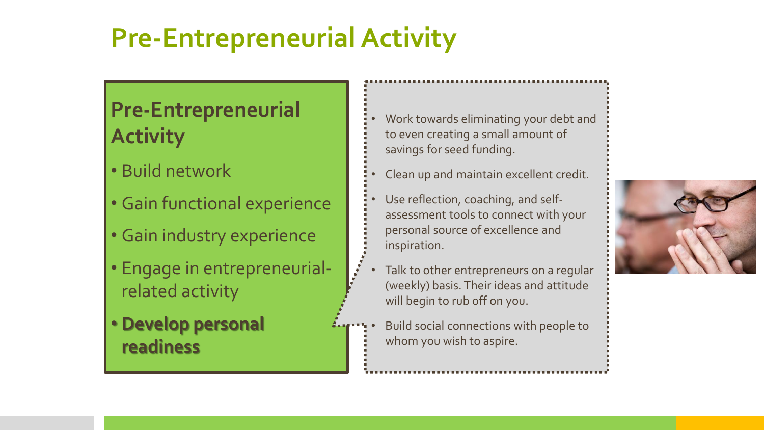# Pre-Entrepreneurial Activity

## Pre-Entrepreneurial Activity

- Build network
- Gain functional experience
- Gain industry experience
- Engage in entrepreneurial-related activity
- **Develop personal readiness**

- Work towards eliminating your debt and to even creating a small amount of savings for seed funding.
- Clean up and maintain excellent credit.
- Use reflection, coaching, and self-assessment tools to connect with your personal source of excellence and inspiration.
- Talk to other entrepreneurs on a regular (weekly) basis. Their ideas and attitude will begin to rub off on you.
- Build social connections with people to whom you wish to aspire.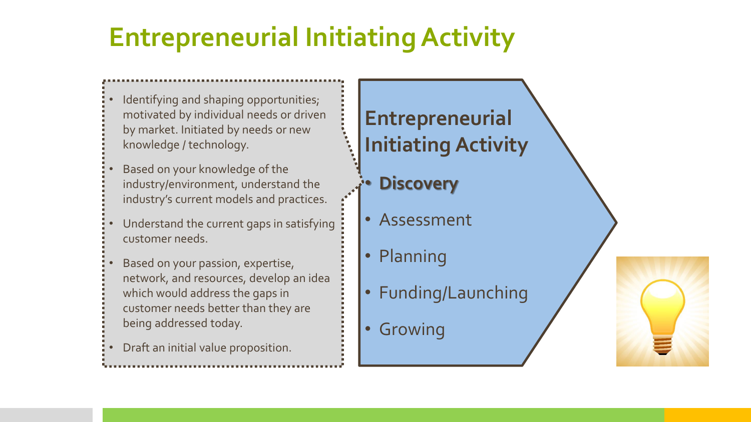# Entrepreneurial Initiating Activity

- Identifying and shaping opportunities; motivated by individual needs or driven by market. Initiated by needs or new knowledge / technology.
- Based on your knowledge of the industry/environment, understand the industry's current models and practices.
- Understand the current gaps in satisfying customer needs.
- Based on your passion, expertise, network, and resources, develop an idea which would address the gaps in customer needs better than they are being addressed today.
- Draft an initial value proposition.

**Entrepreneurial Initiating Activity**

- **Discovery**
- Assessment
- Planning
- Funding/Launching
- Growing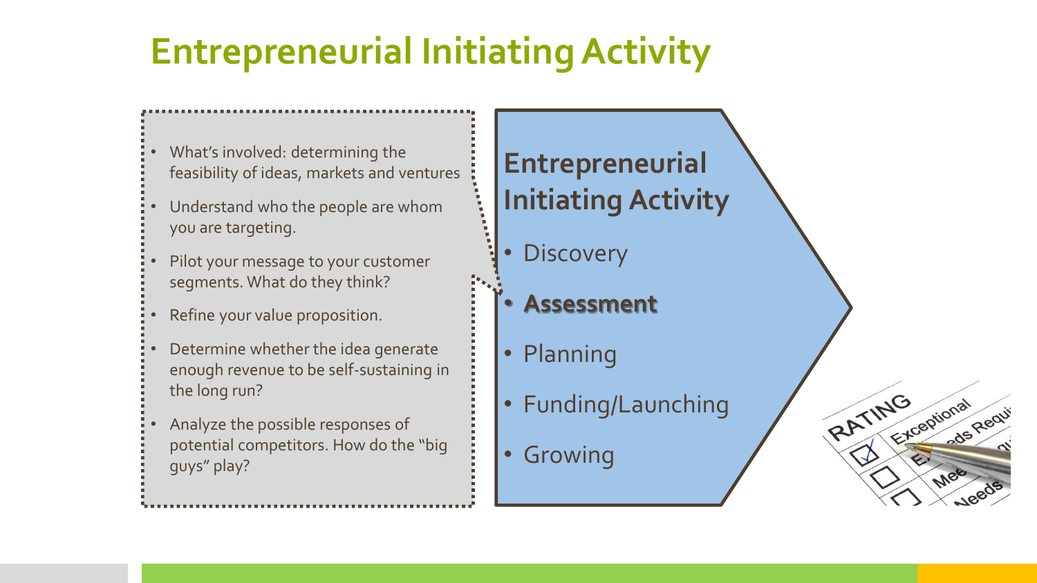# Entrepreneurial Initiating Activity

- What's involved: determining the feasibility of ideas, markets and ventures
- Understand who the people are whom you are targeting.
- Pilot your message to your customer segments. What do they think?
- Refine your value proposition.
- Determine whether the idea generate enough revenue to be self-sustaining in the long run?
- Analyze the possible responses of potential competitors. How do the "big guys" play?

## Entrepreneurial Initiating Activity

- Discovery
- **Assessment**
- Planning
- Funding/Launching
- Growing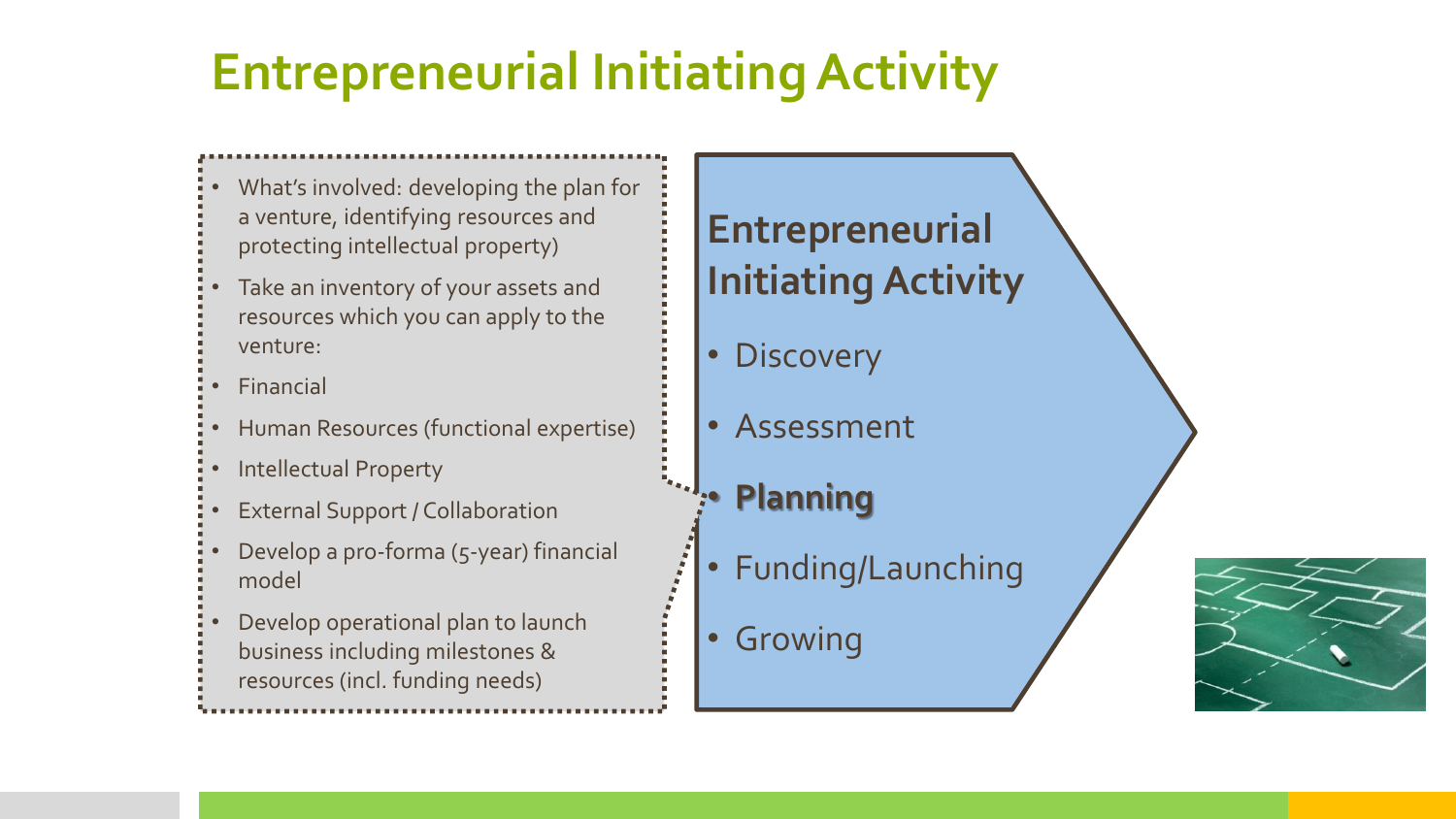# Entrepreneurial Initiating Activity

- What's involved: developing the plan for a venture, identifying resources and protecting intellectual property)
- Take an inventory of your assets and resources which you can apply to the venture:
- Financial
- Human Resources (functional expertise)
- Intellectual Property
- External Support / Collaboration
- Develop a pro-forma (5-year) financial model
- Develop operational plan to launch business including milestones & resources (incl. funding needs)

## Entrepreneurial Initiating Activity

- Discovery
- Assessment
- **Planning**
- Funding/Launching
- Growing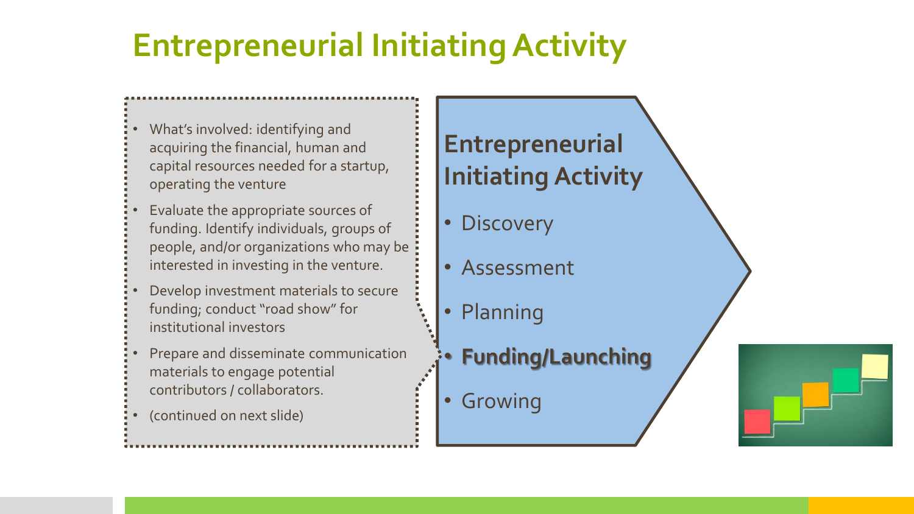# Entrepreneurial Initiating Activity

- What's involved: identifying and acquiring the financial, human and capital resources needed for a startup, operating the venture
- Evaluate the appropriate sources of funding. Identify individuals, groups of people, and/or organizations who may be interested in investing in the venture.
- Develop investment materials to secure funding; conduct "road show" for institutional investors
- Prepare and disseminate communication materials to engage potential contributors / collaborators.
- (continued on next slide)

## Entrepreneurial Initiating Activity

- Discovery
- Assessment
- Planning
- **Funding/Launching**
- Growing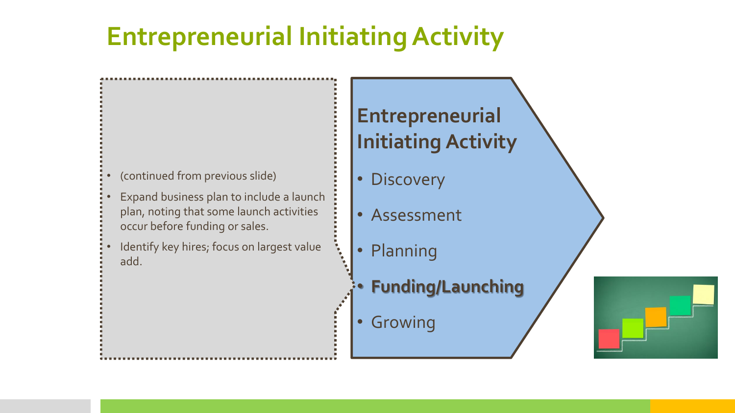# Entrepreneurial Initiating Activity

- (continued from previous slide)
- Expand business plan to include a launch plan, noting that some launch activities occur before funding or sales.
- Identify key hires; focus on largest value add.

## Entrepreneurial Initiating Activity

- Discovery
- Assessment
- Planning
- **Funding/Launching**
- Growing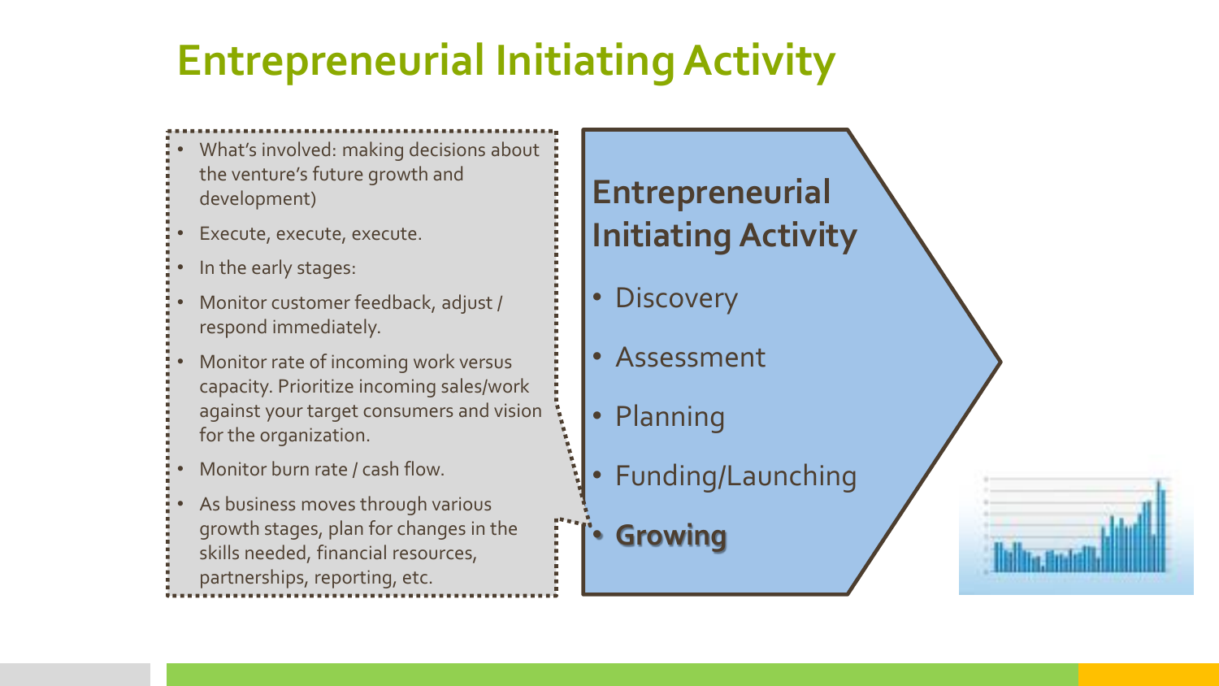# Entrepreneurial Initiating Activity

- What's involved: making decisions about the venture's future growth and development)
- Execute, execute, execute.
- In the early stages:
- Monitor customer feedback, adjust / respond immediately.
- Monitor rate of incoming work versus capacity. Prioritize incoming sales/work against your target consumers and vision for the organization.
- Monitor burn rate / cash flow.
- As business moves through various growth stages, plan for changes in the skills needed, financial resources, partnerships, reporting, etc.

## Entrepreneurial Initiating Activity

- Discovery
- Assessment
- Planning
- Funding/Launching
- **Growing**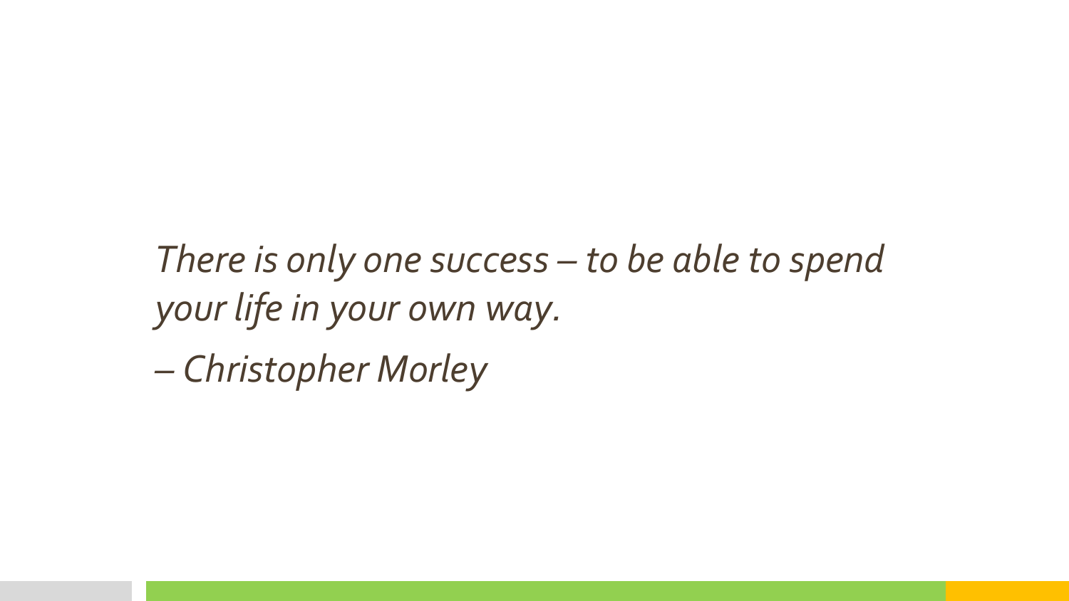*There is only one success – to be able to spend your life in your own way.*

*– Christopher Morley*